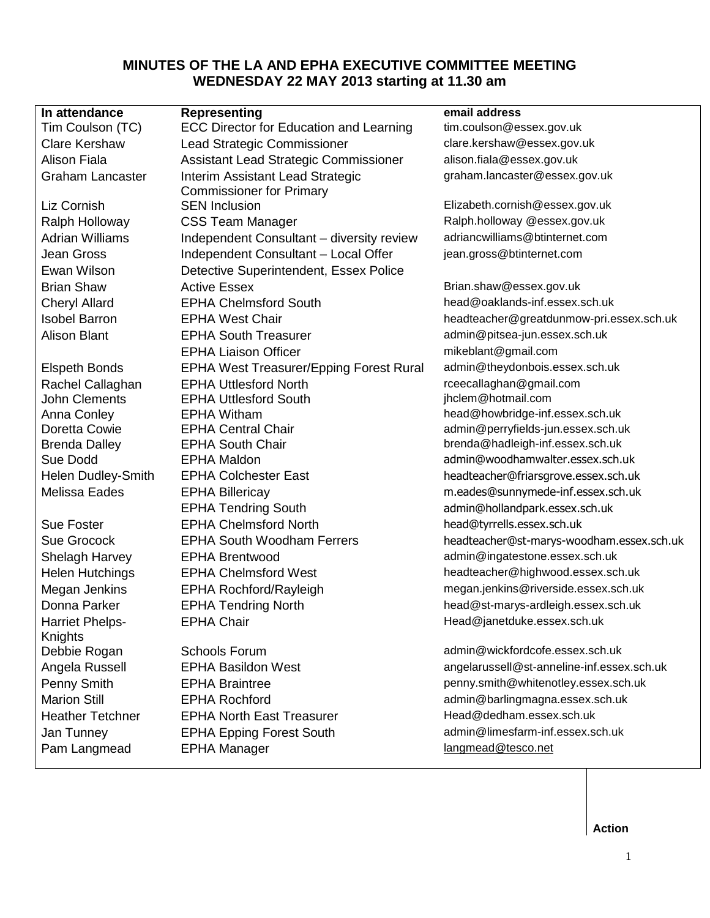## MINUTES OF THE LA AND EPHA EXECUTIVE COMMITTEE MEETING
## WEDNESDAY 22 MAY 2013 starting at 11.30 am

| In attendance | Representing | email address |
|---|---|---|
| Tim Coulson (TC) | ECC Director for Education and Learning | tim.coulson@essex.gov.uk |
| Clare Kershaw | Lead Strategic Commissioner | clare.kershaw@essex.gov.uk |
| Alison Fiala | Assistant Lead Strategic Commissioner | alison.fiala@essex.gov.uk |
| Graham Lancaster | Interim Assistant Lead Strategic Commissioner for Primary | graham.lancaster@essex.gov.uk |
| Liz Cornish | SEN Inclusion | Elizabeth.cornish@essex.gov.uk |
| Ralph Holloway | CSS Team Manager | Ralph.holloway @essex.gov.uk |
| Adrian Williams | Independent Consultant – diversity review | adriancwilliams@btinternet.com |
| Jean Gross | Independent Consultant – Local Offer | jean.gross@btinternet.com |
| Ewan Wilson | Detective Superintendent, Essex Police | |
| Brian Shaw | Active Essex | Brian.shaw@essex.gov.uk |
| Cheryl Allard | EPHA Chelmsford South | head@oaklands-inf.essex.sch.uk |
| Isobel Barron | EPHA West Chair | headteacher@greatdunmow-pri.essex.sch.uk |
| Alison Blant | EPHA South Treasurer | admin@pitsea-jun.essex.sch.uk |
| | EPHA Liaison Officer | mikeblant@gmail.com |
| Elspeth Bonds | EPHA West Treasurer/Epping Forest Rural | admin@theydonbois.essex.sch.uk |
| Rachel Callaghan | EPHA Uttlesford North | rceecallaghan@gmail.com |
| John Clements | EPHA Uttlesford South | jhclem@hotmail.com |
| Anna Conley | EPHA Witham | head@howbridge-inf.essex.sch.uk |
| Doretta Cowie | EPHA Central Chair | admin@perryfields-jun.essex.sch.uk |
| Brenda Dalley | EPHA South Chair | brenda@hadleigh-inf.essex.sch.uk |
| Sue Dodd | EPHA Maldon | admin@woodhamwalter.essex.sch.uk |
| Helen Dudley-Smith | EPHA Colchester East | headteacher@friarsgrove.essex.sch.uk |
| Melissa Eades | EPHA Billericay | m.eades@sunnymede-inf.essex.sch.uk |
| | EPHA Tendring South | admin@hollandpark.essex.sch.uk |
| Sue Foster | EPHA Chelmsford North | head@tyrrells.essex.sch.uk |
| Sue Grocock | EPHA South Woodham Ferrers | headteacher@st-marys-woodham.essex.sch.uk |
| Shelagh Harvey | EPHA Brentwood | admin@ingatestone.essex.sch.uk |
| Helen Hutchings | EPHA Chelmsford West | headteacher@highwood.essex.sch.uk |
| Megan Jenkins | EPHA Rochford/Rayleigh | megan.jenkins@riverside.essex.sch.uk |
| Donna Parker | EPHA Tendring North | head@st-marys-ardleigh.essex.sch.uk |
| Harriet Phelps-Knights | EPHA Chair | Head@janetduke.essex.sch.uk |
| Debbie Rogan | Schools Forum | admin@wickfordcofe.essex.sch.uk |
| Angela Russell | EPHA Basildon West | angelarussell@st-anneline-inf.essex.sch.uk |
| Penny Smith | EPHA Braintree | penny.smith@whitenotley.essex.sch.uk |
| Marion Still | EPHA Rochford | admin@barlingmagna.essex.sch.uk |
| Heather Tetchner | EPHA North East Treasurer | Head@dedham.essex.sch.uk |
| Jan Tunney | EPHA Epping Forest South | admin@limesfarm-inf.essex.sch.uk |
| Pam Langmead | EPHA Manager | langmead@tesco.net |

**Action**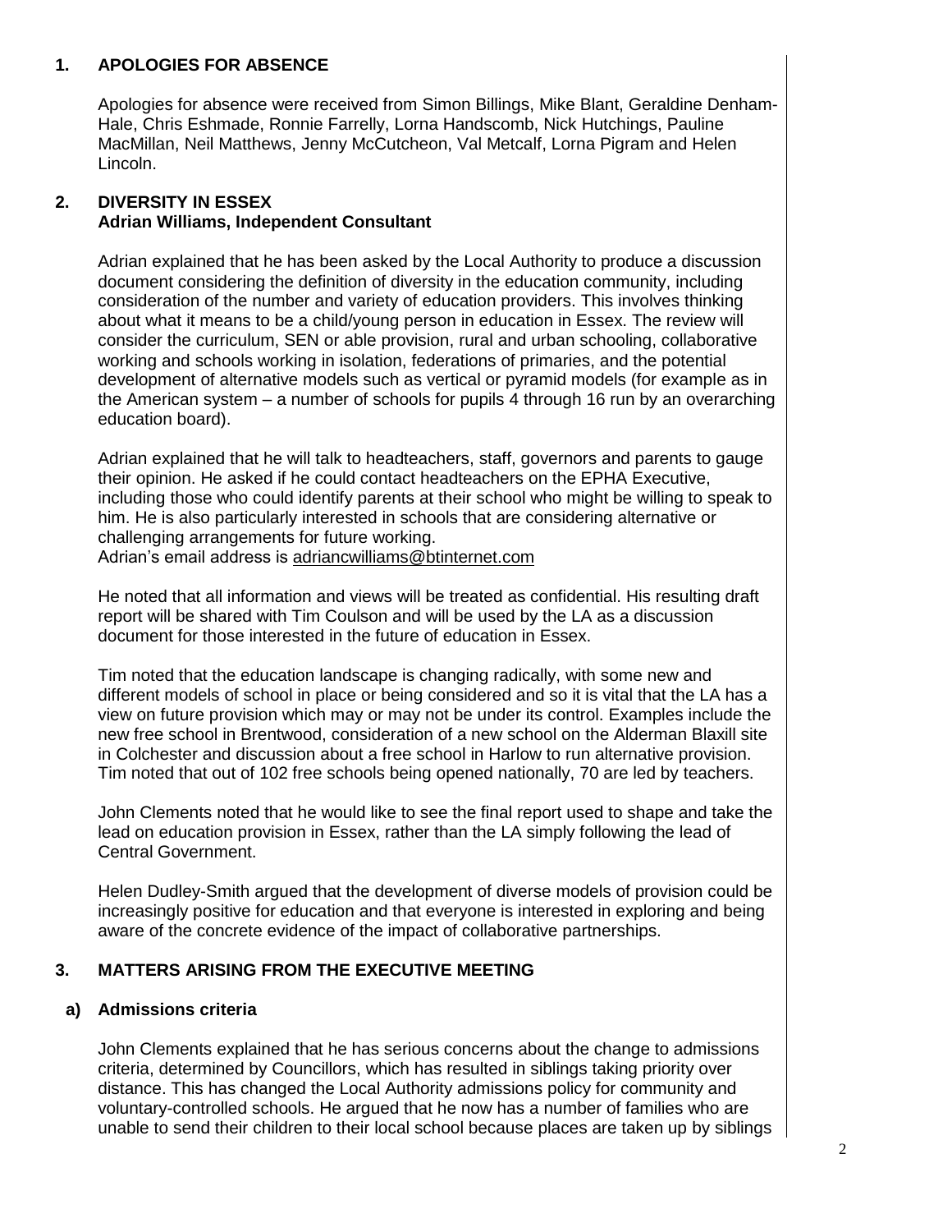## 1. APOLOGIES FOR ABSENCE

Apologies for absence were received from Simon Billings, Mike Blant, Geraldine Denham-Hale, Chris Eshmade, Ronnie Farrelly, Lorna Handscomb, Nick Hutchings, Pauline MacMillan, Neil Matthews, Jenny McCutcheon, Val Metcalf, Lorna Pigram and Helen Lincoln.

## 2. DIVERSITY IN ESSEX
**Adrian Williams, Independent Consultant**

Adrian explained that he has been asked by the Local Authority to produce a discussion document considering the definition of diversity in the education community, including consideration of the number and variety of education providers. This involves thinking about what it means to be a child/young person in education in Essex. The review will consider the curriculum, SEN or able provision, rural and urban schooling, collaborative working and schools working in isolation, federations of primaries, and the potential development of alternative models such as vertical or pyramid models (for example as in the American system – a number of schools for pupils 4 through 16 run by an overarching education board).

Adrian explained that he will talk to headteachers, staff, governors and parents to gauge their opinion. He asked if he could contact headteachers on the EPHA Executive, including those who could identify parents at their school who might be willing to speak to him. He is also particularly interested in schools that are considering alternative or challenging arrangements for future working.
Adrian's email address is adriancwilliams@btinternet.com

He noted that all information and views will be treated as confidential. His resulting draft report will be shared with Tim Coulson and will be used by the LA as a discussion document for those interested in the future of education in Essex.

Tim noted that the education landscape is changing radically, with some new and different models of school in place or being considered and so it is vital that the LA has a view on future provision which may or may not be under its control. Examples include the new free school in Brentwood, consideration of a new school on the Alderman Blaxill site in Colchester and discussion about a free school in Harlow to run alternative provision. Tim noted that out of 102 free schools being opened nationally, 70 are led by teachers.

John Clements noted that he would like to see the final report used to shape and take the lead on education provision in Essex, rather than the LA simply following the lead of Central Government.

Helen Dudley-Smith argued that the development of diverse models of provision could be increasingly positive for education and that everyone is interested in exploring and being aware of the concrete evidence of the impact of collaborative partnerships.

## 3. MATTERS ARISING FROM THE EXECUTIVE MEETING

### a) Admissions criteria

John Clements explained that he has serious concerns about the change to admissions criteria, determined by Councillors, which has resulted in siblings taking priority over distance. This has changed the Local Authority admissions policy for community and voluntary-controlled schools. He argued that he now has a number of families who are unable to send their children to their local school because places are taken up by siblings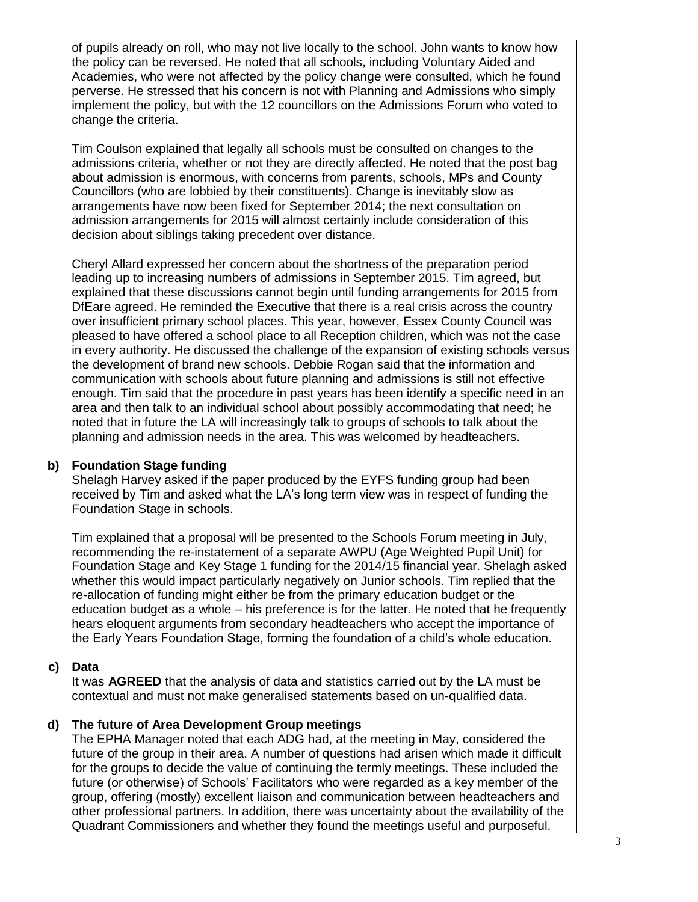of pupils already on roll, who may not live locally to the school. John wants to know how the policy can be reversed. He noted that all schools, including Voluntary Aided and Academies, who were not affected by the policy change were consulted, which he found perverse. He stressed that his concern is not with Planning and Admissions who simply implement the policy, but with the 12 councillors on the Admissions Forum who voted to change the criteria.

Tim Coulson explained that legally all schools must be consulted on changes to the admissions criteria, whether or not they are directly affected. He noted that the post bag about admission is enormous, with concerns from parents, schools, MPs and County Councillors (who are lobbied by their constituents). Change is inevitably slow as arrangements have now been fixed for September 2014; the next consultation on admission arrangements for 2015 will almost certainly include consideration of this decision about siblings taking precedent over distance.

Cheryl Allard expressed her concern about the shortness of the preparation period leading up to increasing numbers of admissions in September 2015. Tim agreed, but explained that these discussions cannot begin until funding arrangements for 2015 from DfEare agreed. He reminded the Executive that there is a real crisis across the country over insufficient primary school places. This year, however, Essex County Council was pleased to have offered a school place to all Reception children, which was not the case in every authority. He discussed the challenge of the expansion of existing schools versus the development of brand new schools. Debbie Rogan said that the information and communication with schools about future planning and admissions is still not effective enough. Tim said that the procedure in past years has been identify a specific need in an area and then talk to an individual school about possibly accommodating that need; he noted that in future the LA will increasingly talk to groups of schools to talk about the planning and admission needs in the area. This was welcomed by headteachers.

**b) Foundation Stage funding**

Shelagh Harvey asked if the paper produced by the EYFS funding group had been received by Tim and asked what the LA's long term view was in respect of funding the Foundation Stage in schools.

Tim explained that a proposal will be presented to the Schools Forum meeting in July, recommending the re-instatement of a separate AWPU (Age Weighted Pupil Unit) for Foundation Stage and Key Stage 1 funding for the 2014/15 financial year. Shelagh asked whether this would impact particularly negatively on Junior schools. Tim replied that the re-allocation of funding might either be from the primary education budget or the education budget as a whole – his preference is for the latter. He noted that he frequently hears eloquent arguments from secondary headteachers who accept the importance of the Early Years Foundation Stage, forming the foundation of a child's whole education.

**c) Data**

It was **AGREED** that the analysis of data and statistics carried out by the LA must be contextual and must not make generalised statements based on un-qualified data.

**d) The future of Area Development Group meetings**

The EPHA Manager noted that each ADG had, at the meeting in May, considered the future of the group in their area. A number of questions had arisen which made it difficult for the groups to decide the value of continuing the termly meetings. These included the future (or otherwise) of Schools' Facilitators who were regarded as a key member of the group, offering (mostly) excellent liaison and communication between headteachers and other professional partners. In addition, there was uncertainty about the availability of the Quadrant Commissioners and whether they found the meetings useful and purposeful.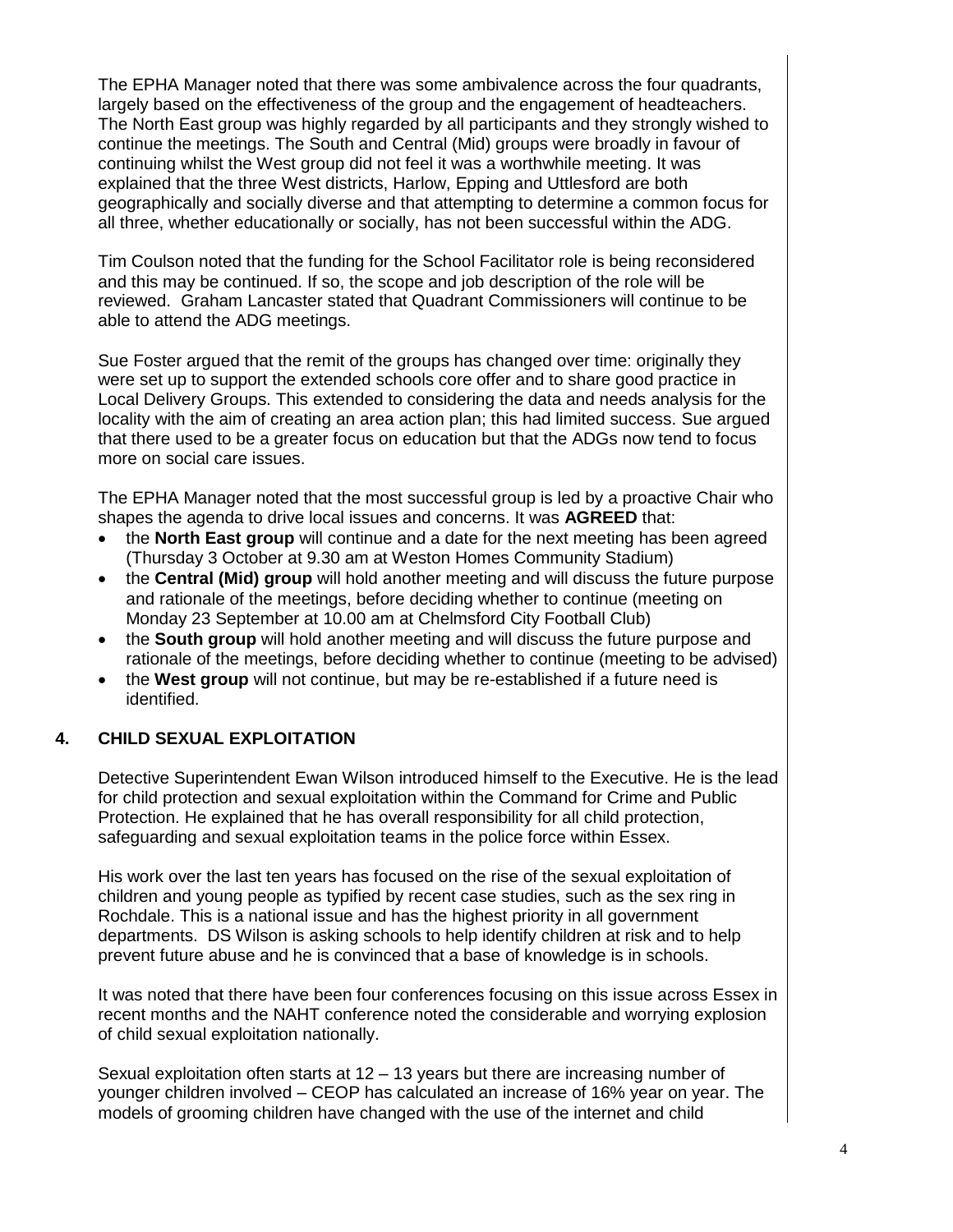The EPHA Manager noted that there was some ambivalence across the four quadrants, largely based on the effectiveness of the group and the engagement of headteachers. The North East group was highly regarded by all participants and they strongly wished to continue the meetings. The South and Central (Mid) groups were broadly in favour of continuing whilst the West group did not feel it was a worthwhile meeting. It was explained that the three West districts, Harlow, Epping and Uttlesford are both geographically and socially diverse and that attempting to determine a common focus for all three, whether educationally or socially, has not been successful within the ADG.

Tim Coulson noted that the funding for the School Facilitator role is being reconsidered and this may be continued. If so, the scope and job description of the role will be reviewed. Graham Lancaster stated that Quadrant Commissioners will continue to be able to attend the ADG meetings.

Sue Foster argued that the remit of the groups has changed over time: originally they were set up to support the extended schools core offer and to share good practice in Local Delivery Groups. This extended to considering the data and needs analysis for the locality with the aim of creating an area action plan; this had limited success. Sue argued that there used to be a greater focus on education but that the ADGs now tend to focus more on social care issues.

The EPHA Manager noted that the most successful group is led by a proactive Chair who shapes the agenda to drive local issues and concerns. It was **AGREED** that:

- the **North East group** will continue and a date for the next meeting has been agreed (Thursday 3 October at 9.30 am at Weston Homes Community Stadium)
- the **Central (Mid) group** will hold another meeting and will discuss the future purpose and rationale of the meetings, before deciding whether to continue (meeting on Monday 23 September at 10.00 am at Chelmsford City Football Club)
- the **South group** will hold another meeting and will discuss the future purpose and rationale of the meetings, before deciding whether to continue (meeting to be advised)
- the **West group** will not continue, but may be re-established if a future need is identified.

## 4. CHILD SEXUAL EXPLOITATION

Detective Superintendent Ewan Wilson introduced himself to the Executive. He is the lead for child protection and sexual exploitation within the Command for Crime and Public Protection. He explained that he has overall responsibility for all child protection, safeguarding and sexual exploitation teams in the police force within Essex.

His work over the last ten years has focused on the rise of the sexual exploitation of children and young people as typified by recent case studies, such as the sex ring in Rochdale. This is a national issue and has the highest priority in all government departments. DS Wilson is asking schools to help identify children at risk and to help prevent future abuse and he is convinced that a base of knowledge is in schools.

It was noted that there have been four conferences focusing on this issue across Essex in recent months and the NAHT conference noted the considerable and worrying explosion of child sexual exploitation nationally.

Sexual exploitation often starts at 12 – 13 years but there are increasing number of younger children involved – CEOP has calculated an increase of 16% year on year. The models of grooming children have changed with the use of the internet and child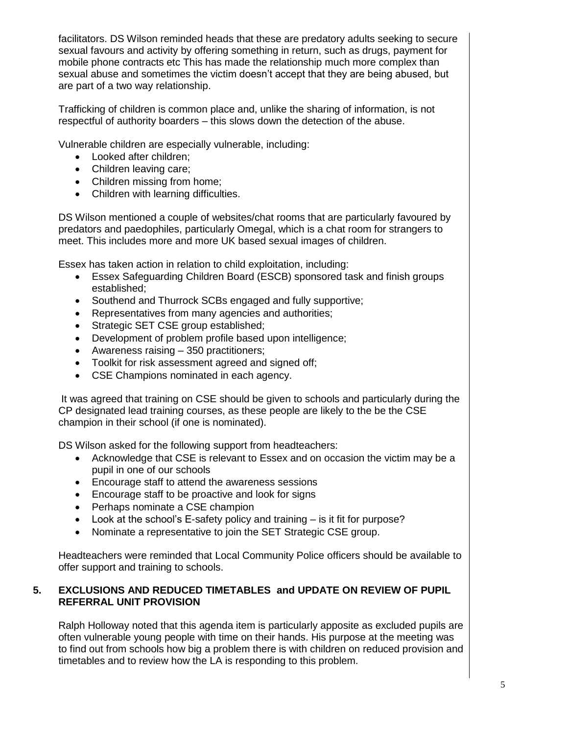facilitators. DS Wilson reminded heads that these are predatory adults seeking to secure sexual favours and activity by offering something in return, such as drugs, payment for mobile phone contracts etc This has made the relationship much more complex than sexual abuse and sometimes the victim doesn't accept that they are being abused, but are part of a two way relationship.

Trafficking of children is common place and, unlike the sharing of information, is not respectful of authority boarders – this slows down the detection of the abuse.

Vulnerable children are especially vulnerable, including:

- Looked after children;
- Children leaving care;
- Children missing from home;
- Children with learning difficulties.

DS Wilson mentioned a couple of websites/chat rooms that are particularly favoured by predators and paedophiles, particularly Omegal, which is a chat room for strangers to meet. This includes more and more UK based sexual images of children.

Essex has taken action in relation to child exploitation, including:

- Essex Safeguarding Children Board (ESCB) sponsored task and finish groups established;
- Southend and Thurrock SCBs engaged and fully supportive;
- Representatives from many agencies and authorities;
- Strategic SET CSE group established;
- Development of problem profile based upon intelligence;
- Awareness raising – 350 practitioners;
- Toolkit for risk assessment agreed and signed off;
- CSE Champions nominated in each agency.

It was agreed that training on CSE should be given to schools and particularly during the CP designated lead training courses, as these people are likely to the be the CSE champion in their school (if one is nominated).

DS Wilson asked for the following support from headteachers:

- Acknowledge that CSE is relevant to Essex and on occasion the victim may be a pupil in one of our schools
- Encourage staff to attend the awareness sessions
- Encourage staff to be proactive and look for signs
- Perhaps nominate a CSE champion
- Look at the school's E-safety policy and training – is it fit for purpose?
- Nominate a representative to join the SET Strategic CSE group.

Headteachers were reminded that Local Community Police officers should be available to offer support and training to schools.

## 5. EXCLUSIONS AND REDUCED TIMETABLES and UPDATE ON REVIEW OF PUPIL REFERRAL UNIT PROVISION

Ralph Holloway noted that this agenda item is particularly apposite as excluded pupils are often vulnerable young people with time on their hands. His purpose at the meeting was to find out from schools how big a problem there is with children on reduced provision and timetables and to review how the LA is responding to this problem.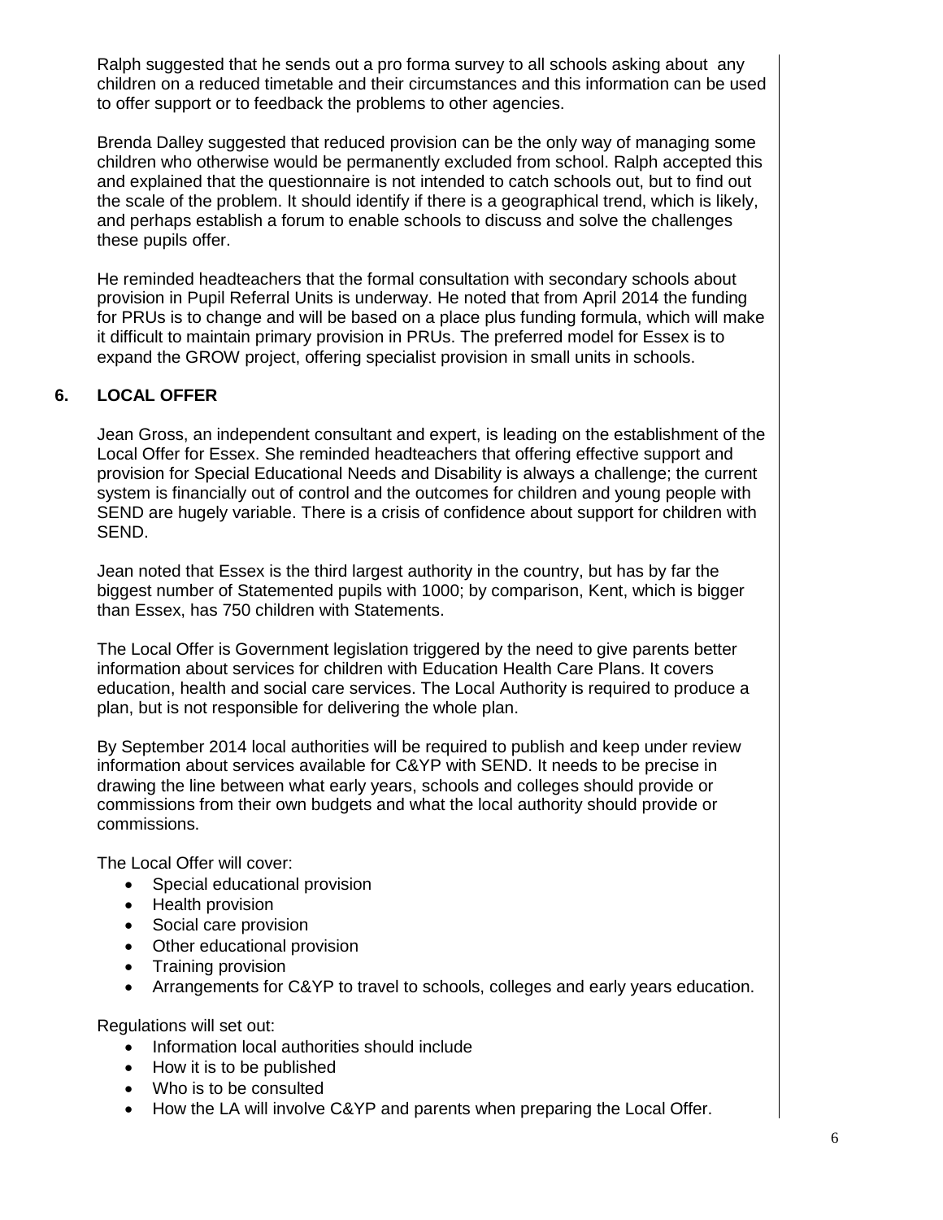Ralph suggested that he sends out a pro forma survey to all schools asking about any children on a reduced timetable and their circumstances and this information can be used to offer support or to feedback the problems to other agencies.

Brenda Dalley suggested that reduced provision can be the only way of managing some children who otherwise would be permanently excluded from school. Ralph accepted this and explained that the questionnaire is not intended to catch schools out, but to find out the scale of the problem. It should identify if there is a geographical trend, which is likely, and perhaps establish a forum to enable schools to discuss and solve the challenges these pupils offer.

He reminded headteachers that the formal consultation with secondary schools about provision in Pupil Referral Units is underway. He noted that from April 2014 the funding for PRUs is to change and will be based on a place plus funding formula, which will make it difficult to maintain primary provision in PRUs. The preferred model for Essex is to expand the GROW project, offering specialist provision in small units in schools.

## 6. LOCAL OFFER

Jean Gross, an independent consultant and expert, is leading on the establishment of the Local Offer for Essex. She reminded headteachers that offering effective support and provision for Special Educational Needs and Disability is always a challenge; the current system is financially out of control and the outcomes for children and young people with SEND are hugely variable. There is a crisis of confidence about support for children with SEND.

Jean noted that Essex is the third largest authority in the country, but has by far the biggest number of Statemented pupils with 1000; by comparison, Kent, which is bigger than Essex, has 750 children with Statements.

The Local Offer is Government legislation triggered by the need to give parents better information about services for children with Education Health Care Plans. It covers education, health and social care services. The Local Authority is required to produce a plan, but is not responsible for delivering the whole plan.

By September 2014 local authorities will be required to publish and keep under review information about services available for C&YP with SEND. It needs to be precise in drawing the line between what early years, schools and colleges should provide or commissions from their own budgets and what the local authority should provide or commissions.

The Local Offer will cover:

- Special educational provision
- Health provision
- Social care provision
- Other educational provision
- Training provision
- Arrangements for C&YP to travel to schools, colleges and early years education.

Regulations will set out:

- Information local authorities should include
- How it is to be published
- Who is to be consulted
- How the LA will involve C&YP and parents when preparing the Local Offer.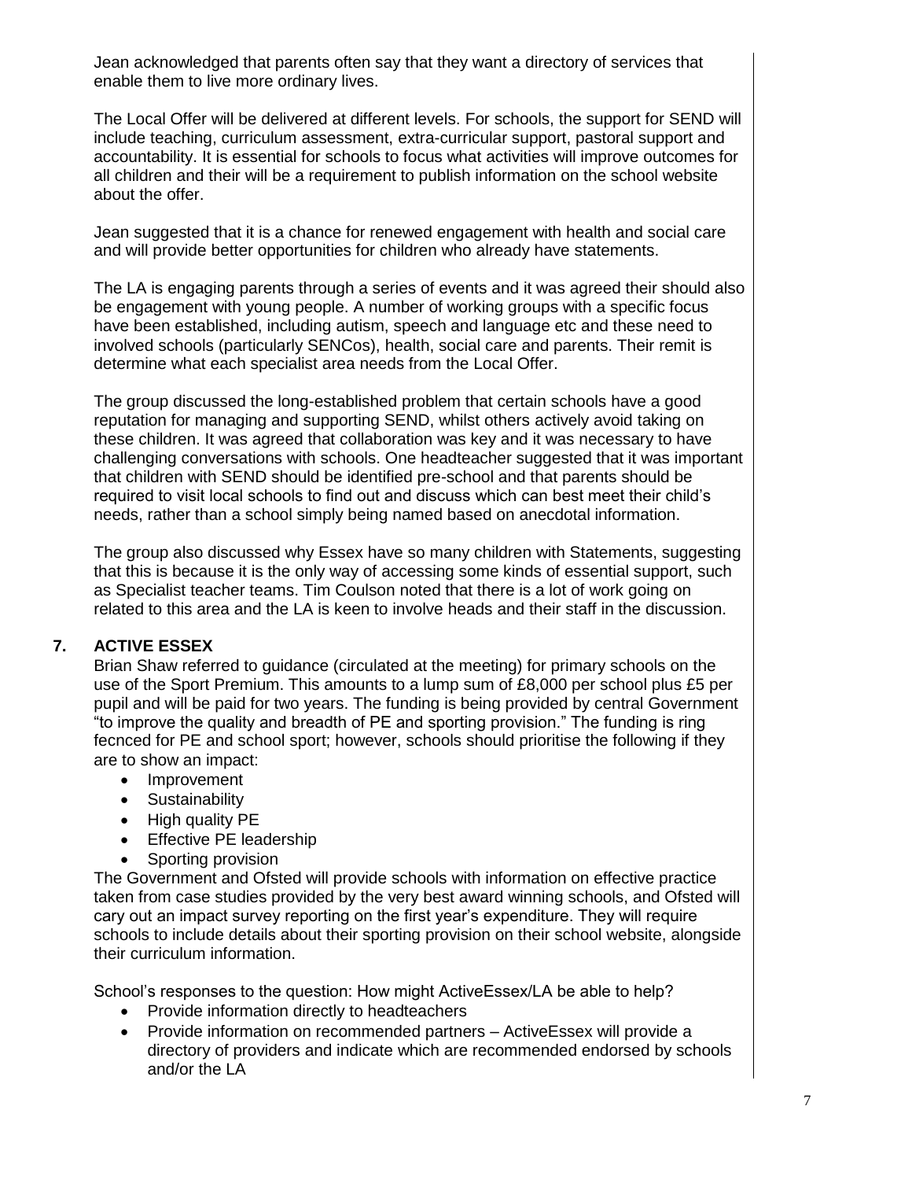Jean acknowledged that parents often say that they want a directory of services that enable them to live more ordinary lives.

The Local Offer will be delivered at different levels. For schools, the support for SEND will include teaching, curriculum assessment, extra-curricular support, pastoral support and accountability. It is essential for schools to focus what activities will improve outcomes for all children and their will be a requirement to publish information on the school website about the offer.

Jean suggested that it is a chance for renewed engagement with health and social care and will provide better opportunities for children who already have statements.

The LA is engaging parents through a series of events and it was agreed their should also be engagement with young people. A number of working groups with a specific focus have been established, including autism, speech and language etc and these need to involved schools (particularly SENCos), health, social care and parents. Their remit is determine what each specialist area needs from the Local Offer.

The group discussed the long-established problem that certain schools have a good reputation for managing and supporting SEND, whilst others actively avoid taking on these children. It was agreed that collaboration was key and it was necessary to have challenging conversations with schools. One headteacher suggested that it was important that children with SEND should be identified pre-school and that parents should be required to visit local schools to find out and discuss which can best meet their child's needs, rather than a school simply being named based on anecdotal information.

The group also discussed why Essex have so many children with Statements, suggesting that this is because it is the only way of accessing some kinds of essential support, such as Specialist teacher teams. Tim Coulson noted that there is a lot of work going on related to this area and the LA is keen to involve heads and their staff in the discussion.

## 7. ACTIVE ESSEX

Brian Shaw referred to guidance (circulated at the meeting) for primary schools on the use of the Sport Premium. This amounts to a lump sum of £8,000 per school plus £5 per pupil and will be paid for two years. The funding is being provided by central Government "to improve the quality and breadth of PE and sporting provision." The funding is ring fecnced for PE and school sport; however, schools should prioritise the following if they are to show an impact:

- Improvement
- Sustainability
- High quality PE
- Effective PE leadership
- Sporting provision

The Government and Ofsted will provide schools with information on effective practice taken from case studies provided by the very best award winning schools, and Ofsted will cary out an impact survey reporting on the first year's expenditure. They will require schools to include details about their sporting provision on their school website, alongside their curriculum information.

School's responses to the question: How might ActiveEssex/LA be able to help?

- Provide information directly to headteachers
- Provide information on recommended partners – ActiveEssex will provide a directory of providers and indicate which are recommended endorsed by schools and/or the LA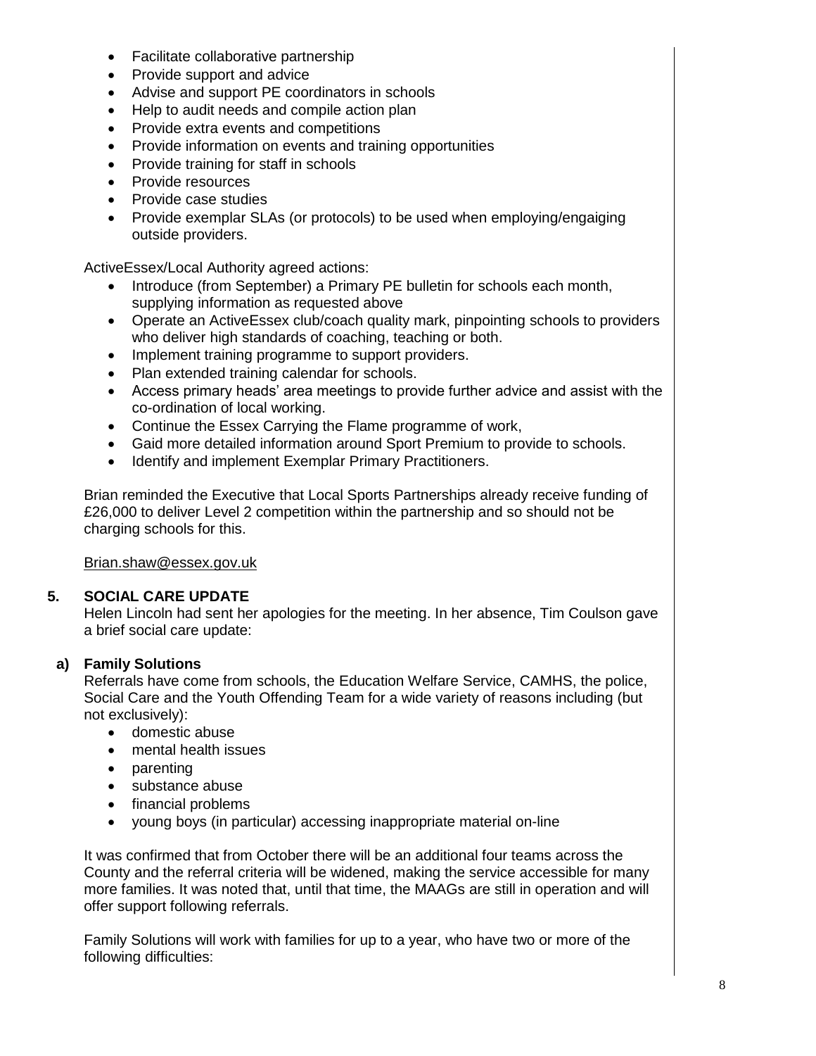- Facilitate collaborative partnership
- Provide support and advice
- Advise and support PE coordinators in schools
- Help to audit needs and compile action plan
- Provide extra events and competitions
- Provide information on events and training opportunities
- Provide training for staff in schools
- Provide resources
- Provide case studies
- Provide exemplar SLAs (or protocols) to be used when employing/engaiging outside providers.

ActiveEssex/Local Authority agreed actions:

- Introduce (from September) a Primary PE bulletin for schools each month, supplying information as requested above
- Operate an ActiveEssex club/coach quality mark, pinpointing schools to providers who deliver high standards of coaching, teaching or both.
- Implement training programme to support providers.
- Plan extended training calendar for schools.
- Access primary heads' area meetings to provide further advice and assist with the co-ordination of local working.
- Continue the Essex Carrying the Flame programme of work,
- Gaid more detailed information around Sport Premium to provide to schools.
- Identify and implement Exemplar Primary Practitioners.

Brian reminded the Executive that Local Sports Partnerships already receive funding of £26,000 to deliver Level 2 competition within the partnership and so should not be charging schools for this.

Brian.shaw@essex.gov.uk

## 5. SOCIAL CARE UPDATE

Helen Lincoln had sent her apologies for the meeting. In her absence, Tim Coulson gave a brief social care update:

### a) Family Solutions

Referrals have come from schools, the Education Welfare Service, CAMHS, the police, Social Care and the Youth Offending Team for a wide variety of reasons including (but not exclusively):

- domestic abuse
- mental health issues
- parenting
- substance abuse
- financial problems
- young boys (in particular) accessing inappropriate material on-line

It was confirmed that from October there will be an additional four teams across the County and the referral criteria will be widened, making the service accessible for many more families. It was noted that, until that time, the MAAGs are still in operation and will offer support following referrals.

Family Solutions will work with families for up to a year, who have two or more of the following difficulties: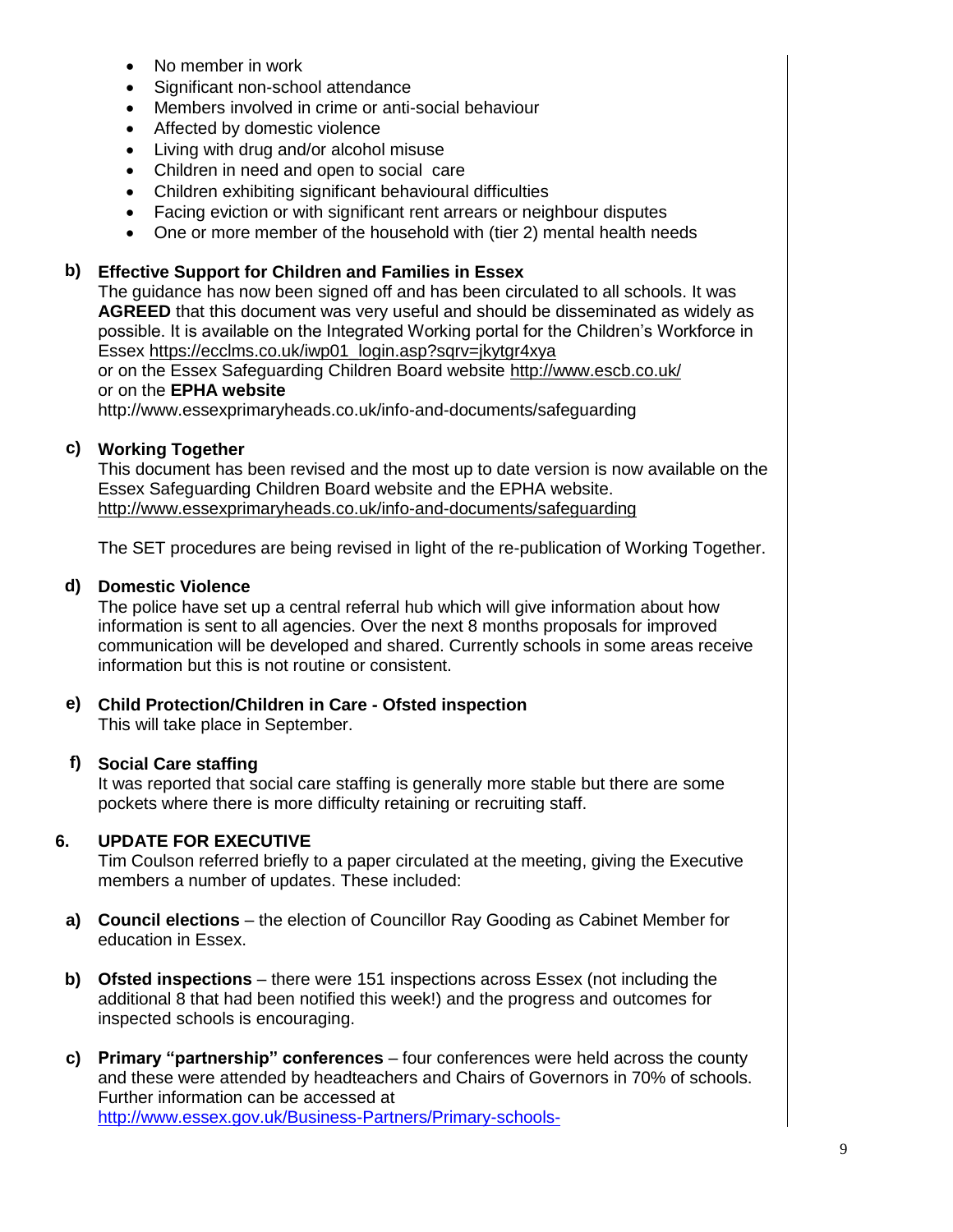- No member in work
- Significant non-school attendance
- Members involved in crime or anti-social behaviour
- Affected by domestic violence
- Living with drug and/or alcohol misuse
- Children in need and open to social care
- Children exhibiting significant behavioural difficulties
- Facing eviction or with significant rent arrears or neighbour disputes
- One or more member of the household with (tier 2) mental health needs

**b) Effective Support for Children and Families in Essex**

The guidance has now been signed off and has been circulated to all schools. It was **AGREED** that this document was very useful and should be disseminated as widely as possible. It is available on the Integrated Working portal for the Children's Workforce in Essex https://ecclms.co.uk/iwp01_login.asp?sqrv=jkytgr4xya
or on the Essex Safeguarding Children Board website http://www.escb.co.uk/
or on the **EPHA website**
http://www.essexprimaryheads.co.uk/info-and-documents/safeguarding

**c) Working Together**

This document has been revised and the most up to date version is now available on the Essex Safeguarding Children Board website and the EPHA website.
http://www.essexprimaryheads.co.uk/info-and-documents/safeguarding

The SET procedures are being revised in light of the re-publication of Working Together.

**d) Domestic Violence**

The police have set up a central referral hub which will give information about how information is sent to all agencies. Over the next 8 months proposals for improved communication will be developed and shared. Currently schools in some areas receive information but this is not routine or consistent.

**e) Child Protection/Children in Care - Ofsted inspection**

This will take place in September.

**f) Social Care staffing**

It was reported that social care staffing is generally more stable but there are some pockets where there is more difficulty retaining or recruiting staff.

## 6. UPDATE FOR EXECUTIVE

Tim Coulson referred briefly to a paper circulated at the meeting, giving the Executive members a number of updates. These included:

**a) Council elections** – the election of Councillor Ray Gooding as Cabinet Member for education in Essex.

**b) Ofsted inspections** – there were 151 inspections across Essex (not including the additional 8 that had been notified this week!) and the progress and outcomes for inspected schools is encouraging.

**c) Primary "partnership" conferences** – four conferences were held across the county and these were attended by headteachers and Chairs of Governors in 70% of schools. Further information can be accessed at
http://www.essex.gov.uk/Business-Partners/Primary-schools-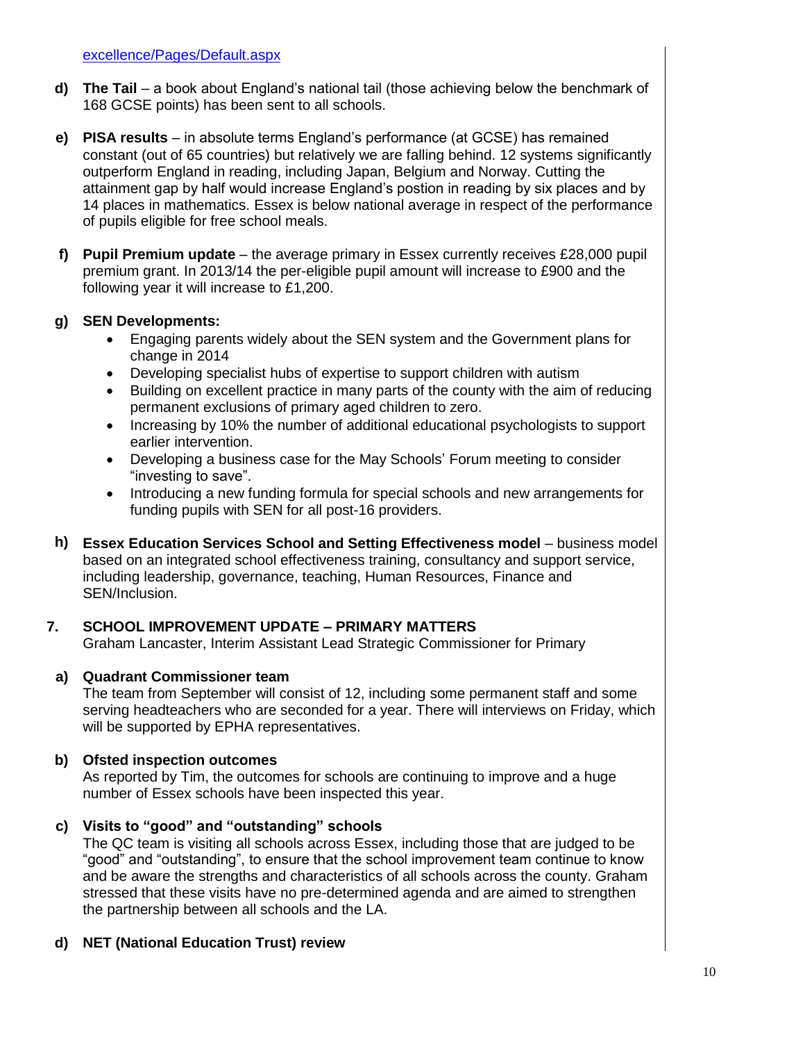excellence/Pages/Default.aspx

**d) The Tail** – a book about England's national tail (those achieving below the benchmark of 168 GCSE points) has been sent to all schools.

**e) PISA results** – in absolute terms England's performance (at GCSE) has remained constant (out of 65 countries) but relatively we are falling behind. 12 systems significantly outperform England in reading, including Japan, Belgium and Norway. Cutting the attainment gap by half would increase England's postion in reading by six places and by 14 places in mathematics. Essex is below national average in respect of the performance of pupils eligible for free school meals.

**f) Pupil Premium update** – the average primary in Essex currently receives £28,000 pupil premium grant. In 2013/14 the per-eligible pupil amount will increase to £900 and the following year it will increase to £1,200.

**g) SEN Developments:**

- Engaging parents widely about the SEN system and the Government plans for change in 2014
- Developing specialist hubs of expertise to support children with autism
- Building on excellent practice in many parts of the county with the aim of reducing permanent exclusions of primary aged children to zero.
- Increasing by 10% the number of additional educational psychologists to support earlier intervention.
- Developing a business case for the May Schools' Forum meeting to consider "investing to save".
- Introducing a new funding formula for special schools and new arrangements for funding pupils with SEN for all post-16 providers.

**h) Essex Education Services School and Setting Effectiveness model** – business model based on an integrated school effectiveness training, consultancy and support service, including leadership, governance, teaching, Human Resources, Finance and SEN/Inclusion.

## 7. SCHOOL IMPROVEMENT UPDATE – PRIMARY MATTERS

Graham Lancaster, Interim Assistant Lead Strategic Commissioner for Primary

**a) Quadrant Commissioner team**

The team from September will consist of 12, including some permanent staff and some serving headteachers who are seconded for a year. There will interviews on Friday, which will be supported by EPHA representatives.

**b) Ofsted inspection outcomes**

As reported by Tim, the outcomes for schools are continuing to improve and a huge number of Essex schools have been inspected this year.

**c) Visits to "good" and "outstanding" schools**

The QC team is visiting all schools across Essex, including those that are judged to be "good" and "outstanding", to ensure that the school improvement team continue to know and be aware the strengths and characteristics of all schools across the county. Graham stressed that these visits have no pre-determined agenda and are aimed to strengthen the partnership between all schools and the LA.

**d) NET (National Education Trust) review**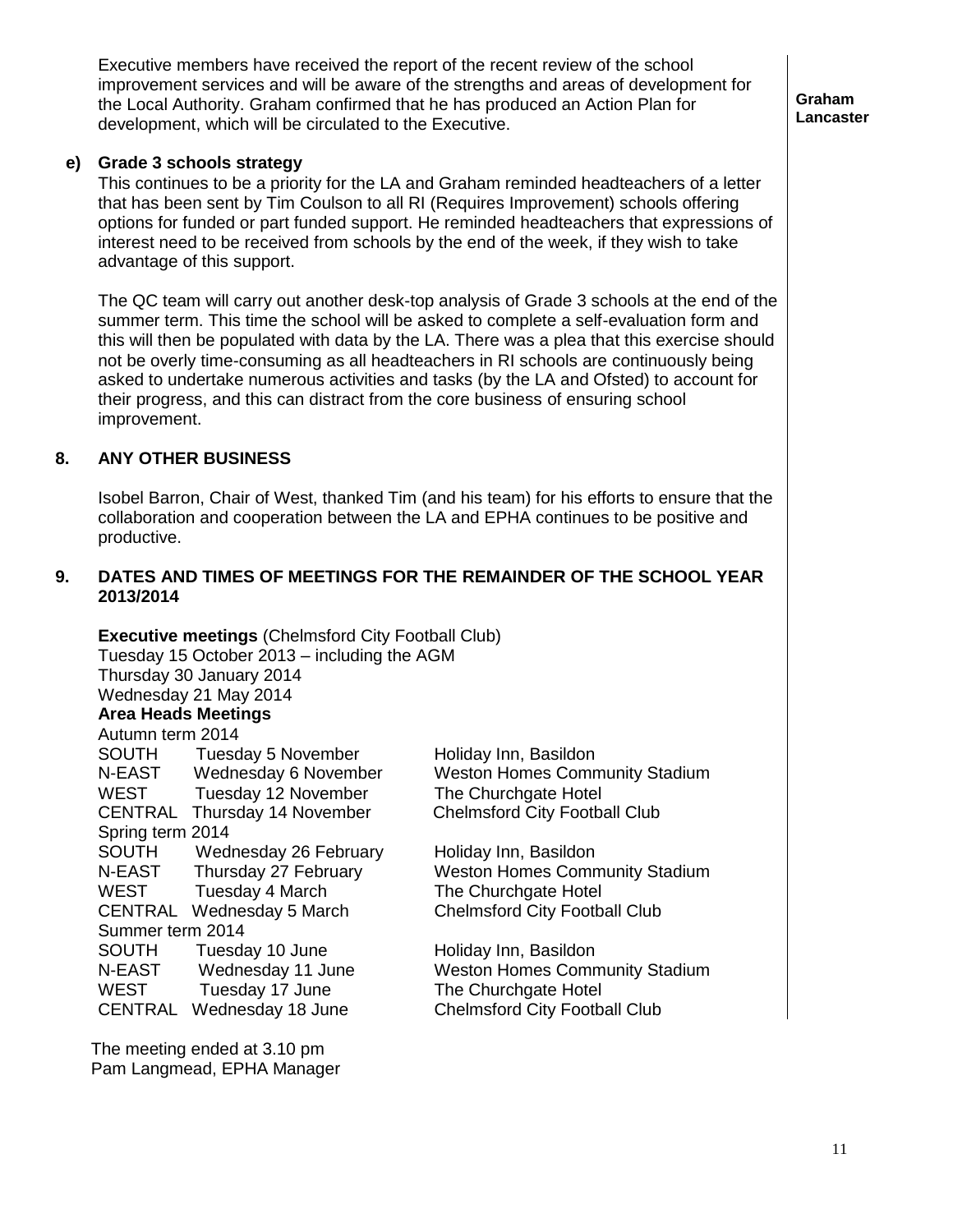Executive members have received the report of the recent review of the school improvement services and will be aware of the strengths and areas of development for the Local Authority. Graham confirmed that he has produced an Action Plan for development, which will be circulated to the Executive.

**Graham Lancaster**

**e) Grade 3 schools strategy**

This continues to be a priority for the LA and Graham reminded headteachers of a letter that has been sent by Tim Coulson to all RI (Requires Improvement) schools offering options for funded or part funded support. He reminded headteachers that expressions of interest need to be received from schools by the end of the week, if they wish to take advantage of this support.

The QC team will carry out another desk-top analysis of Grade 3 schools at the end of the summer term. This time the school will be asked to complete a self-evaluation form and this will then be populated with data by the LA. There was a plea that this exercise should not be overly time-consuming as all headteachers in RI schools are continuously being asked to undertake numerous activities and tasks (by the LA and Ofsted) to account for their progress, and this can distract from the core business of ensuring school improvement.

## 8. ANY OTHER BUSINESS

Isobel Barron, Chair of West, thanked Tim (and his team) for his efforts to ensure that the collaboration and cooperation between the LA and EPHA continues to be positive and productive.

## 9. DATES AND TIMES OF MEETINGS FOR THE REMAINDER OF THE SCHOOL YEAR 2013/2014

**Executive meetings** (Chelmsford City Football Club)

Tuesday 15 October 2013 – including the AGM
Thursday 30 January 2014
Wednesday 21 May 2014

**Area Heads Meetings**

| | | |
|---|---|---|
| Autumn term 2014 | | |
| SOUTH | Tuesday 5 November | Holiday Inn, Basildon |
| N-EAST | Wednesday 6 November | Weston Homes Community Stadium |
| WEST | Tuesday 12 November | The Churchgate Hotel |
| CENTRAL | Thursday 14 November | Chelmsford City Football Club |
| Spring term 2014 | | |
| SOUTH | Wednesday 26 February | Holiday Inn, Basildon |
| N-EAST | Thursday 27 February | Weston Homes Community Stadium |
| WEST | Tuesday 4 March | The Churchgate Hotel |
| CENTRAL | Wednesday 5 March | Chelmsford City Football Club |
| Summer term 2014 | | |
| SOUTH | Tuesday 10 June | Holiday Inn, Basildon |
| N-EAST | Wednesday 11 June | Weston Homes Community Stadium |
| WEST | Tuesday 17 June | The Churchgate Hotel |
| CENTRAL | Wednesday 18 June | Chelmsford City Football Club |

The meeting ended at 3.10 pm
Pam Langmead, EPHA Manager